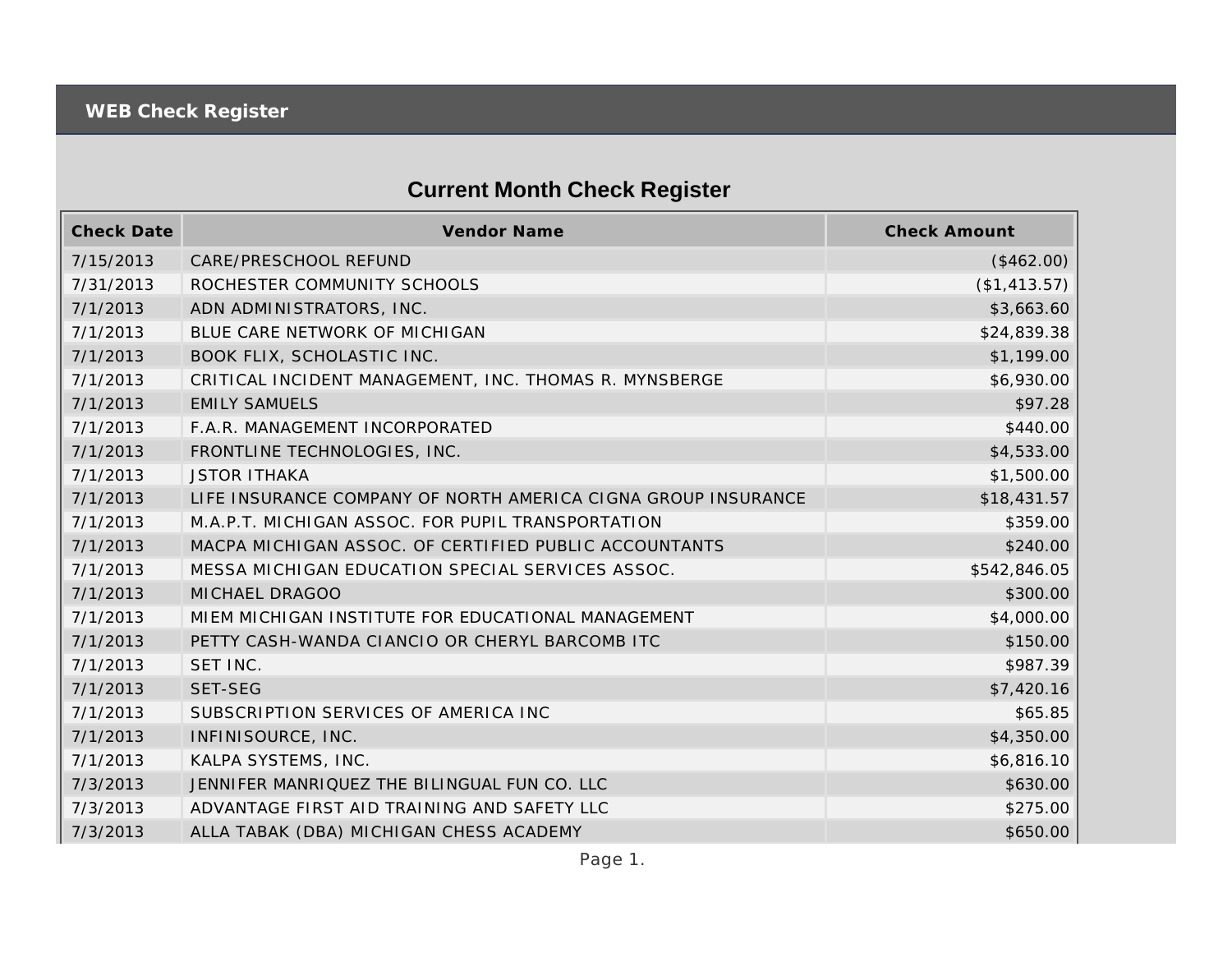WEB Check Register

## Current Month Check Register

| Check Date | Vendor Name | Check Amount |
|---|---|---|
| 7/15/2013 | CARE/PRESCHOOL REFUND | ($462.00) |
| 7/31/2013 | ROCHESTER COMMUNITY SCHOOLS | ($1,413.57) |
| 7/1/2013 | ADN ADMINISTRATORS, INC. | $3,663.60 |
| 7/1/2013 | BLUE CARE NETWORK OF MICHIGAN | $24,839.38 |
| 7/1/2013 | BOOK FLIX, SCHOLASTIC INC. | $1,199.00 |
| 7/1/2013 | CRITICAL INCIDENT MANAGEMENT, INC. THOMAS R. MYNSBERGE | $6,930.00 |
| 7/1/2013 | EMILY SAMUELS | $97.28 |
| 7/1/2013 | F.A.R. MANAGEMENT INCORPORATED | $440.00 |
| 7/1/2013 | FRONTLINE TECHNOLOGIES, INC. | $4,533.00 |
| 7/1/2013 | JSTOR ITHAKA | $1,500.00 |
| 7/1/2013 | LIFE INSURANCE COMPANY OF NORTH AMERICA CIGNA GROUP INSURANCE | $18,431.57 |
| 7/1/2013 | M.A.P.T. MICHIGAN ASSOC. FOR PUPIL TRANSPORTATION | $359.00 |
| 7/1/2013 | MACPA MICHIGAN ASSOC. OF CERTIFIED PUBLIC ACCOUNTANTS | $240.00 |
| 7/1/2013 | MESSA MICHIGAN EDUCATION SPECIAL SERVICES ASSOC. | $542,846.05 |
| 7/1/2013 | MICHAEL DRAGOO | $300.00 |
| 7/1/2013 | MIEM MICHIGAN INSTITUTE FOR EDUCATIONAL MANAGEMENT | $4,000.00 |
| 7/1/2013 | PETTY CASH-WANDA CIANCIO OR CHERYL BARCOMB ITC | $150.00 |
| 7/1/2013 | SET INC. | $987.39 |
| 7/1/2013 | SET-SEG | $7,420.16 |
| 7/1/2013 | SUBSCRIPTION SERVICES OF AMERICA INC | $65.85 |
| 7/1/2013 | INFINISOURCE, INC. | $4,350.00 |
| 7/1/2013 | KALPA SYSTEMS, INC. | $6,816.10 |
| 7/3/2013 | JENNIFER MANRIQUEZ THE BILINGUAL FUN CO. LLC | $630.00 |
| 7/3/2013 | ADVANTAGE FIRST AID TRAINING AND SAFETY LLC | $275.00 |
| 7/3/2013 | ALLA TABAK (DBA) MICHIGAN CHESS ACADEMY | $650.00 |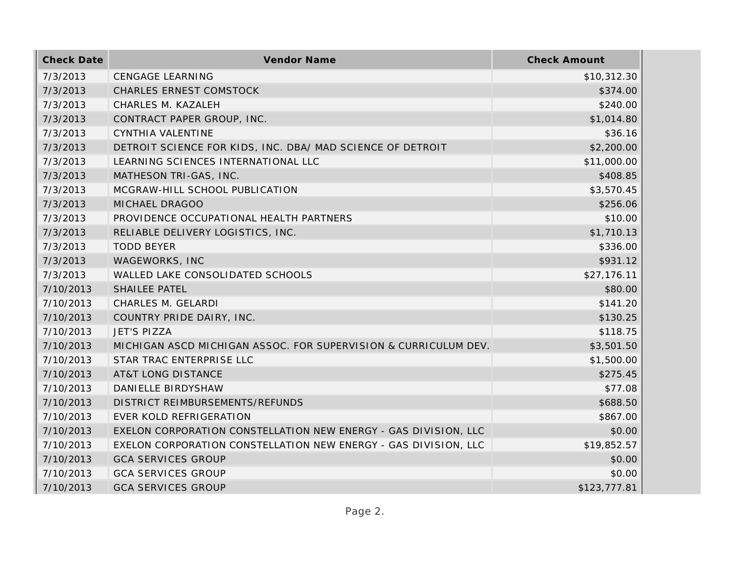| Check Date | Vendor Name | Check Amount |
|---|---|---|
| 7/3/2013 | CENGAGE LEARNING | $10,312.30 |
| 7/3/2013 | CHARLES ERNEST COMSTOCK | $374.00 |
| 7/3/2013 | CHARLES M. KAZALEH | $240.00 |
| 7/3/2013 | CONTRACT PAPER GROUP, INC. | $1,014.80 |
| 7/3/2013 | CYNTHIA VALENTINE | $36.16 |
| 7/3/2013 | DETROIT SCIENCE FOR KIDS, INC. DBA/ MAD SCIENCE OF DETROIT | $2,200.00 |
| 7/3/2013 | LEARNING SCIENCES INTERNATIONAL LLC | $11,000.00 |
| 7/3/2013 | MATHESON TRI-GAS, INC. | $408.85 |
| 7/3/2013 | MCGRAW-HILL SCHOOL PUBLICATION | $3,570.45 |
| 7/3/2013 | MICHAEL DRAGOO | $256.06 |
| 7/3/2013 | PROVIDENCE OCCUPATIONAL HEALTH PARTNERS | $10.00 |
| 7/3/2013 | RELIABLE DELIVERY LOGISTICS, INC. | $1,710.13 |
| 7/3/2013 | TODD BEYER | $336.00 |
| 7/3/2013 | WAGEWORKS, INC | $931.12 |
| 7/3/2013 | WALLED LAKE CONSOLIDATED SCHOOLS | $27,176.11 |
| 7/10/2013 | SHAILEE PATEL | $80.00 |
| 7/10/2013 | CHARLES M. GELARDI | $141.20 |
| 7/10/2013 | COUNTRY PRIDE DAIRY, INC. | $130.25 |
| 7/10/2013 | JET'S PIZZA | $118.75 |
| 7/10/2013 | MICHIGAN ASCD MICHIGAN ASSOC. FOR SUPERVISION & CURRICULUM DEV. | $3,501.50 |
| 7/10/2013 | STAR TRAC ENTERPRISE LLC | $1,500.00 |
| 7/10/2013 | AT&T LONG DISTANCE | $275.45 |
| 7/10/2013 | DANIELLE BIRDYSHAW | $77.08 |
| 7/10/2013 | DISTRICT REIMBURSEMENTS/REFUNDS | $688.50 |
| 7/10/2013 | EVER KOLD REFRIGERATION | $867.00 |
| 7/10/2013 | EXELON CORPORATION CONSTELLATION NEW ENERGY - GAS DIVISION, LLC | $0.00 |
| 7/10/2013 | EXELON CORPORATION CONSTELLATION NEW ENERGY - GAS DIVISION, LLC | $19,852.57 |
| 7/10/2013 | GCA SERVICES GROUP | $0.00 |
| 7/10/2013 | GCA SERVICES GROUP | $0.00 |
| 7/10/2013 | GCA SERVICES GROUP | $123,777.81 |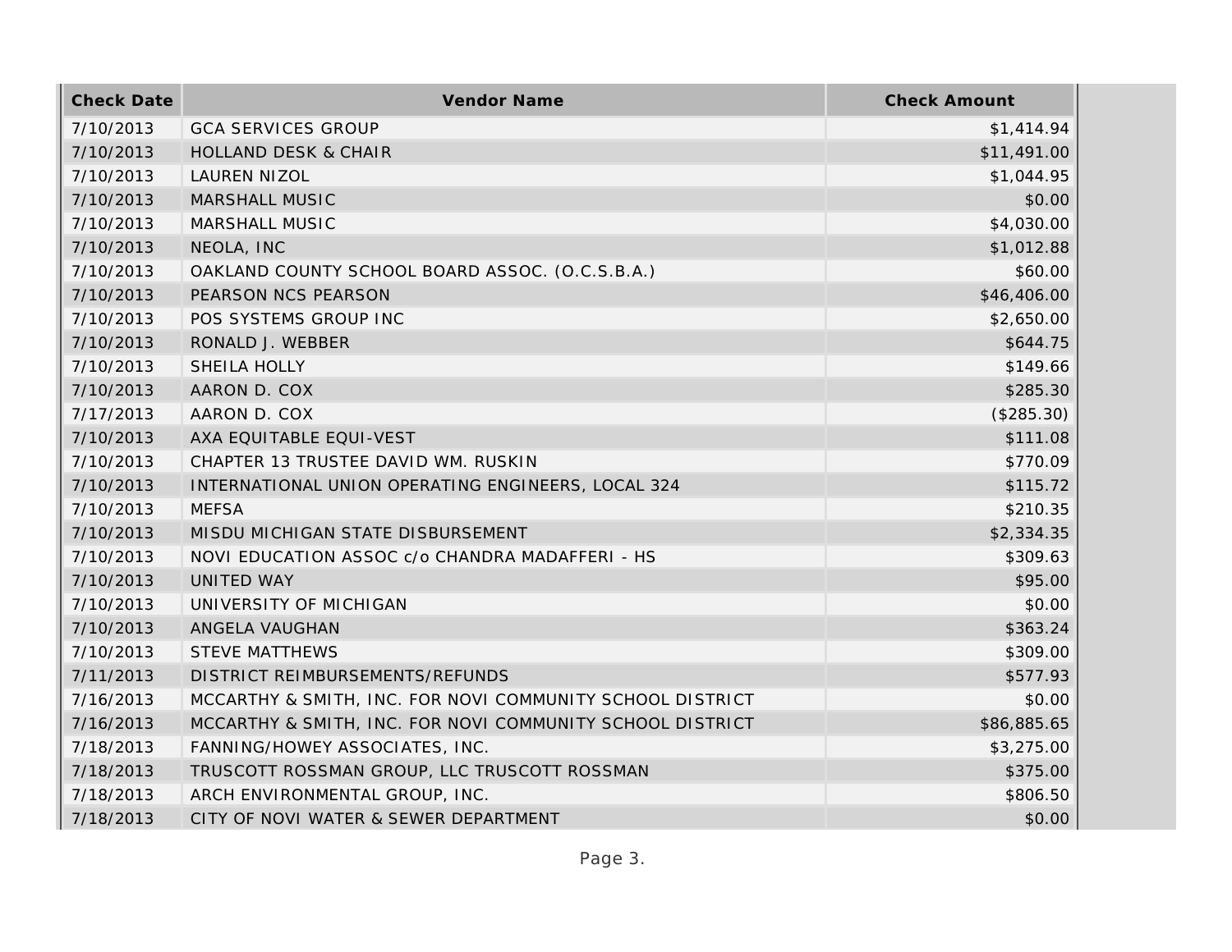| Check Date | Vendor Name | Check Amount |
| --- | --- | --- |
| 7/10/2013 | GCA SERVICES GROUP | $1,414.94 |
| 7/10/2013 | HOLLAND DESK & CHAIR | $11,491.00 |
| 7/10/2013 | LAUREN NIZOL | $1,044.95 |
| 7/10/2013 | MARSHALL MUSIC | $0.00 |
| 7/10/2013 | MARSHALL MUSIC | $4,030.00 |
| 7/10/2013 | NEOLA, INC | $1,012.88 |
| 7/10/2013 | OAKLAND COUNTY SCHOOL BOARD ASSOC. (O.C.S.B.A.) | $60.00 |
| 7/10/2013 | PEARSON NCS PEARSON | $46,406.00 |
| 7/10/2013 | POS SYSTEMS GROUP INC | $2,650.00 |
| 7/10/2013 | RONALD J. WEBBER | $644.75 |
| 7/10/2013 | SHEILA HOLLY | $149.66 |
| 7/10/2013 | AARON D. COX | $285.30 |
| 7/17/2013 | AARON D. COX | ($285.30) |
| 7/10/2013 | AXA EQUITABLE EQUI-VEST | $111.08 |
| 7/10/2013 | CHAPTER 13 TRUSTEE DAVID WM. RUSKIN | $770.09 |
| 7/10/2013 | INTERNATIONAL UNION OPERATING ENGINEERS, LOCAL 324 | $115.72 |
| 7/10/2013 | MEFSA | $210.35 |
| 7/10/2013 | MISDU MICHIGAN STATE DISBURSEMENT | $2,334.35 |
| 7/10/2013 | NOVI EDUCATION ASSOC c/o CHANDRA MADAFFERI - HS | $309.63 |
| 7/10/2013 | UNITED WAY | $95.00 |
| 7/10/2013 | UNIVERSITY OF MICHIGAN | $0.00 |
| 7/10/2013 | ANGELA VAUGHAN | $363.24 |
| 7/10/2013 | STEVE MATTHEWS | $309.00 |
| 7/11/2013 | DISTRICT REIMBURSEMENTS/REFUNDS | $577.93 |
| 7/16/2013 | MCCARTHY & SMITH, INC. FOR NOVI COMMUNITY SCHOOL DISTRICT | $0.00 |
| 7/16/2013 | MCCARTHY & SMITH, INC. FOR NOVI COMMUNITY SCHOOL DISTRICT | $86,885.65 |
| 7/18/2013 | FANNING/HOWEY ASSOCIATES, INC. | $3,275.00 |
| 7/18/2013 | TRUSCOTT ROSSMAN GROUP, LLC TRUSCOTT ROSSMAN | $375.00 |
| 7/18/2013 | ARCH ENVIRONMENTAL GROUP, INC. | $806.50 |
| 7/18/2013 | CITY OF NOVI WATER & SEWER DEPARTMENT | $0.00 |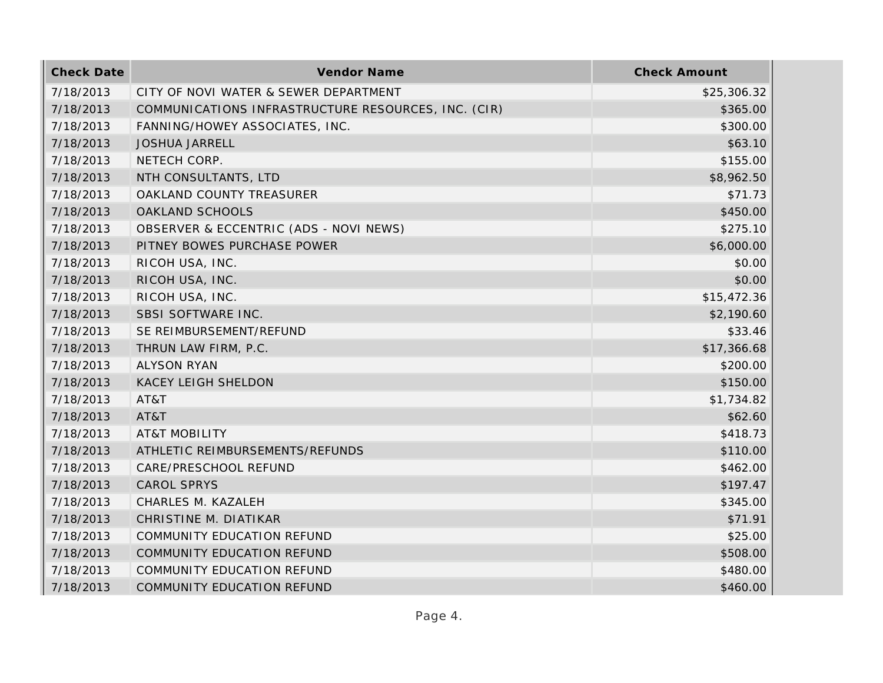| Check Date | Vendor Name | Check Amount |
|---|---|---|
| 7/18/2013 | CITY OF NOVI WATER & SEWER DEPARTMENT | $25,306.32 |
| 7/18/2013 | COMMUNICATIONS INFRASTRUCTURE RESOURCES, INC. (CIR) | $365.00 |
| 7/18/2013 | FANNING/HOWEY ASSOCIATES, INC. | $300.00 |
| 7/18/2013 | JOSHUA JARRELL | $63.10 |
| 7/18/2013 | NETECH CORP. | $155.00 |
| 7/18/2013 | NTH CONSULTANTS, LTD | $8,962.50 |
| 7/18/2013 | OAKLAND COUNTY TREASURER | $71.73 |
| 7/18/2013 | OAKLAND SCHOOLS | $450.00 |
| 7/18/2013 | OBSERVER & ECCENTRIC (ADS - NOVI NEWS) | $275.10 |
| 7/18/2013 | PITNEY BOWES PURCHASE POWER | $6,000.00 |
| 7/18/2013 | RICOH USA, INC. | $0.00 |
| 7/18/2013 | RICOH USA, INC. | $0.00 |
| 7/18/2013 | RICOH USA, INC. | $15,472.36 |
| 7/18/2013 | SBSI SOFTWARE INC. | $2,190.60 |
| 7/18/2013 | SE REIMBURSEMENT/REFUND | $33.46 |
| 7/18/2013 | THRUN LAW FIRM, P.C. | $17,366.68 |
| 7/18/2013 | ALYSON RYAN | $200.00 |
| 7/18/2013 | KACEY LEIGH SHELDON | $150.00 |
| 7/18/2013 | AT&T | $1,734.82 |
| 7/18/2013 | AT&T | $62.60 |
| 7/18/2013 | AT&T MOBILITY | $418.73 |
| 7/18/2013 | ATHLETIC REIMBURSEMENTS/REFUNDS | $110.00 |
| 7/18/2013 | CARE/PRESCHOOL REFUND | $462.00 |
| 7/18/2013 | CAROL SPRYS | $197.47 |
| 7/18/2013 | CHARLES M. KAZALEH | $345.00 |
| 7/18/2013 | CHRISTINE M. DIATIKAR | $71.91 |
| 7/18/2013 | COMMUNITY EDUCATION REFUND | $25.00 |
| 7/18/2013 | COMMUNITY EDUCATION REFUND | $508.00 |
| 7/18/2013 | COMMUNITY EDUCATION REFUND | $480.00 |
| 7/18/2013 | COMMUNITY EDUCATION REFUND | $460.00 |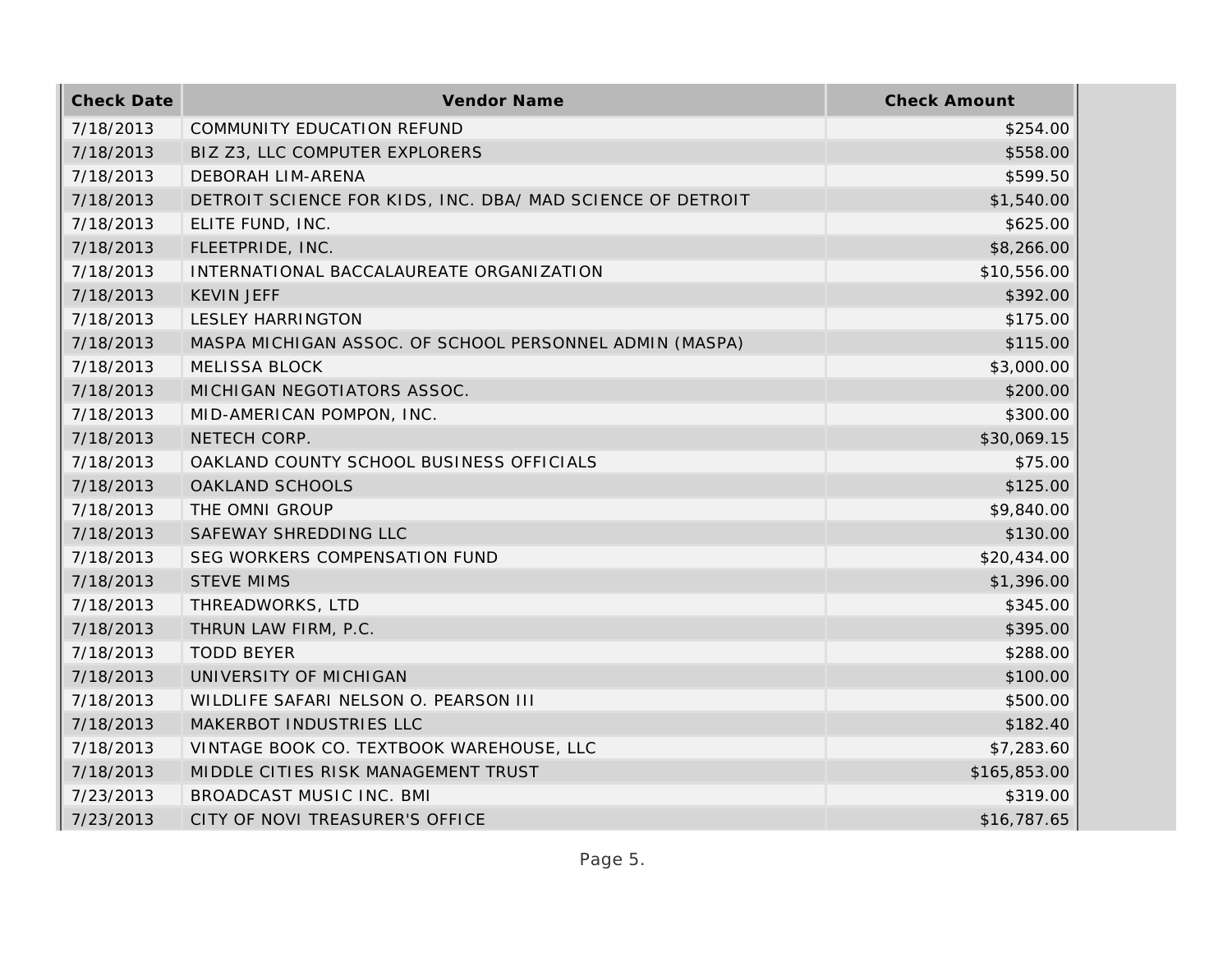| Check Date | Vendor Name | Check Amount |
|---|---|---|
| 7/18/2013 | COMMUNITY EDUCATION REFUND | $254.00 |
| 7/18/2013 | BIZ Z3, LLC COMPUTER EXPLORERS | $558.00 |
| 7/18/2013 | DEBORAH LIM-ARENA | $599.50 |
| 7/18/2013 | DETROIT SCIENCE FOR KIDS, INC. DBA/ MAD SCIENCE OF DETROIT | $1,540.00 |
| 7/18/2013 | ELITE FUND, INC. | $625.00 |
| 7/18/2013 | FLEETPRIDE, INC. | $8,266.00 |
| 7/18/2013 | INTERNATIONAL BACCALAUREATE ORGANIZATION | $10,556.00 |
| 7/18/2013 | KEVIN JEFF | $392.00 |
| 7/18/2013 | LESLEY HARRINGTON | $175.00 |
| 7/18/2013 | MASPA MICHIGAN ASSOC. OF SCHOOL PERSONNEL ADMIN (MASPA) | $115.00 |
| 7/18/2013 | MELISSA BLOCK | $3,000.00 |
| 7/18/2013 | MICHIGAN NEGOTIATORS ASSOC. | $200.00 |
| 7/18/2013 | MID-AMERICAN POMPON, INC. | $300.00 |
| 7/18/2013 | NETECH CORP. | $30,069.15 |
| 7/18/2013 | OAKLAND COUNTY SCHOOL BUSINESS OFFICIALS | $75.00 |
| 7/18/2013 | OAKLAND SCHOOLS | $125.00 |
| 7/18/2013 | THE OMNI GROUP | $9,840.00 |
| 7/18/2013 | SAFEWAY SHREDDING LLC | $130.00 |
| 7/18/2013 | SEG WORKERS COMPENSATION FUND | $20,434.00 |
| 7/18/2013 | STEVE MIMS | $1,396.00 |
| 7/18/2013 | THREADWORKS, LTD | $345.00 |
| 7/18/2013 | THRUN LAW FIRM, P.C. | $395.00 |
| 7/18/2013 | TODD BEYER | $288.00 |
| 7/18/2013 | UNIVERSITY OF MICHIGAN | $100.00 |
| 7/18/2013 | WILDLIFE SAFARI NELSON O. PEARSON III | $500.00 |
| 7/18/2013 | MAKERBOT INDUSTRIES LLC | $182.40 |
| 7/18/2013 | VINTAGE BOOK CO. TEXTBOOK WAREHOUSE, LLC | $7,283.60 |
| 7/18/2013 | MIDDLE CITIES RISK MANAGEMENT TRUST | $165,853.00 |
| 7/23/2013 | BROADCAST MUSIC INC. BMI | $319.00 |
| 7/23/2013 | CITY OF NOVI TREASURER'S OFFICE | $16,787.65 |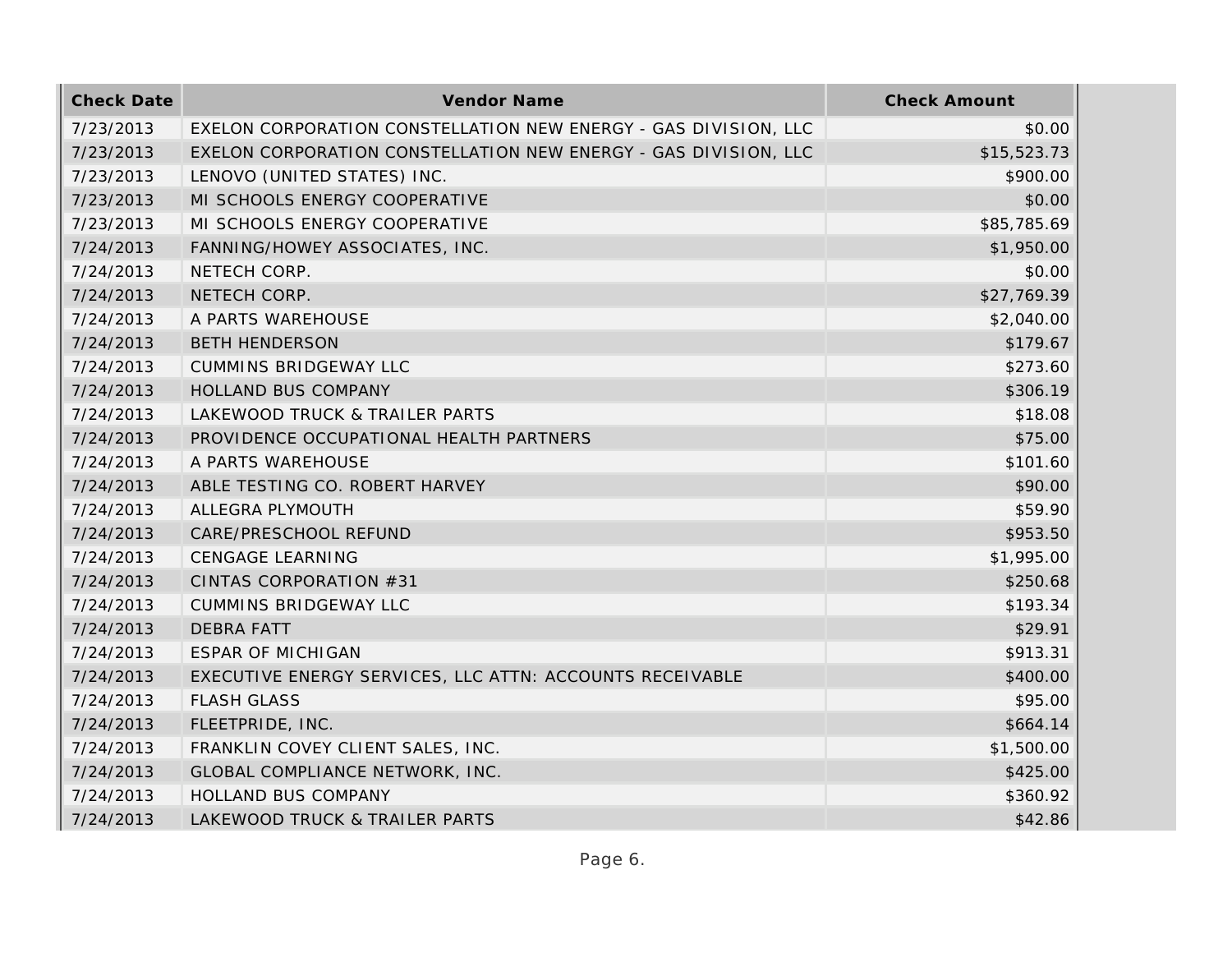| Check Date | Vendor Name | Check Amount |
|---|---|---|
| 7/23/2013 | EXELON CORPORATION CONSTELLATION NEW ENERGY - GAS DIVISION, LLC | $0.00 |
| 7/23/2013 | EXELON CORPORATION CONSTELLATION NEW ENERGY - GAS DIVISION, LLC | $15,523.73 |
| 7/23/2013 | LENOVO (UNITED STATES) INC. | $900.00 |
| 7/23/2013 | MI SCHOOLS ENERGY COOPERATIVE | $0.00 |
| 7/23/2013 | MI SCHOOLS ENERGY COOPERATIVE | $85,785.69 |
| 7/24/2013 | FANNING/HOWEY ASSOCIATES, INC. | $1,950.00 |
| 7/24/2013 | NETECH CORP. | $0.00 |
| 7/24/2013 | NETECH CORP. | $27,769.39 |
| 7/24/2013 | A PARTS WAREHOUSE | $2,040.00 |
| 7/24/2013 | BETH HENDERSON | $179.67 |
| 7/24/2013 | CUMMINS BRIDGEWAY LLC | $273.60 |
| 7/24/2013 | HOLLAND BUS COMPANY | $306.19 |
| 7/24/2013 | LAKEWOOD TRUCK & TRAILER PARTS | $18.08 |
| 7/24/2013 | PROVIDENCE OCCUPATIONAL HEALTH PARTNERS | $75.00 |
| 7/24/2013 | A PARTS WAREHOUSE | $101.60 |
| 7/24/2013 | ABLE TESTING CO. ROBERT HARVEY | $90.00 |
| 7/24/2013 | ALLEGRA PLYMOUTH | $59.90 |
| 7/24/2013 | CARE/PRESCHOOL REFUND | $953.50 |
| 7/24/2013 | CENGAGE LEARNING | $1,995.00 |
| 7/24/2013 | CINTAS CORPORATION #31 | $250.68 |
| 7/24/2013 | CUMMINS BRIDGEWAY LLC | $193.34 |
| 7/24/2013 | DEBRA FATT | $29.91 |
| 7/24/2013 | ESPAR OF MICHIGAN | $913.31 |
| 7/24/2013 | EXECUTIVE ENERGY SERVICES, LLC ATTN: ACCOUNTS RECEIVABLE | $400.00 |
| 7/24/2013 | FLASH GLASS | $95.00 |
| 7/24/2013 | FLEETPRIDE, INC. | $664.14 |
| 7/24/2013 | FRANKLIN COVEY CLIENT SALES, INC. | $1,500.00 |
| 7/24/2013 | GLOBAL COMPLIANCE NETWORK, INC. | $425.00 |
| 7/24/2013 | HOLLAND BUS COMPANY | $360.92 |
| 7/24/2013 | LAKEWOOD TRUCK & TRAILER PARTS | $42.86 |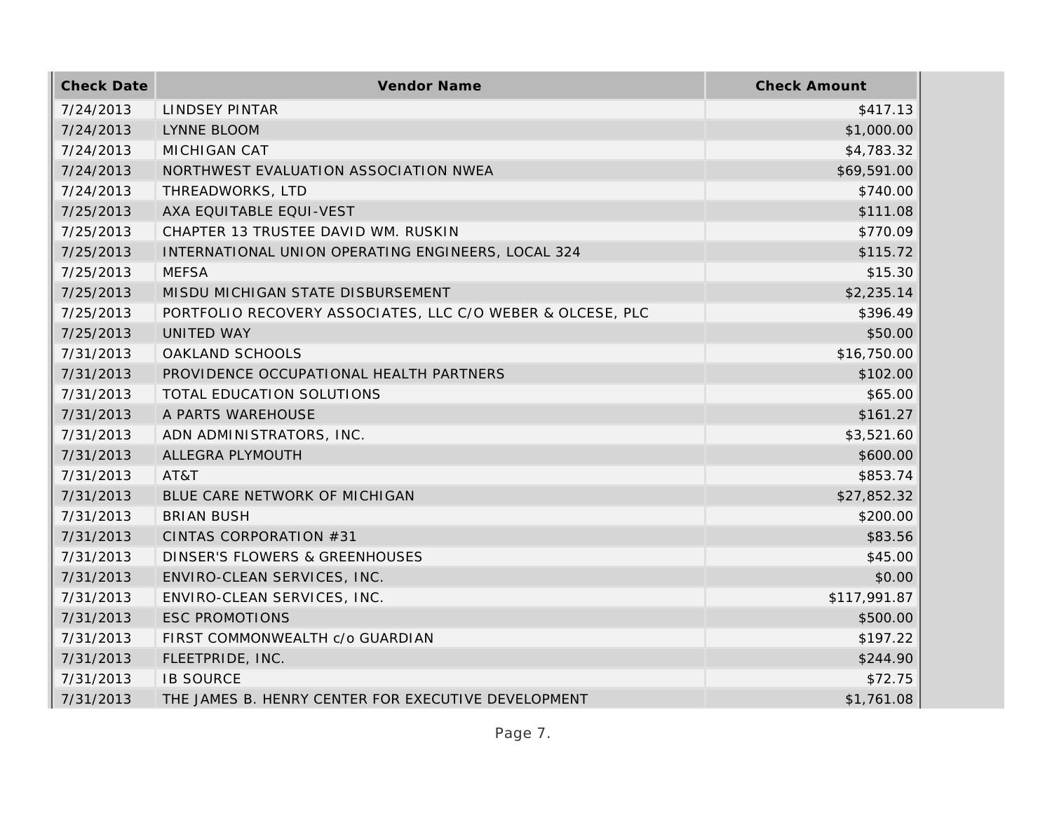| Check Date | Vendor Name | Check Amount |
| --- | --- | --- |
| 7/24/2013 | LINDSEY PINTAR | $417.13 |
| 7/24/2013 | LYNNE BLOOM | $1,000.00 |
| 7/24/2013 | MICHIGAN CAT | $4,783.32 |
| 7/24/2013 | NORTHWEST EVALUATION ASSOCIATION NWEA | $69,591.00 |
| 7/24/2013 | THREADWORKS, LTD | $740.00 |
| 7/25/2013 | AXA EQUITABLE EQUI-VEST | $111.08 |
| 7/25/2013 | CHAPTER 13 TRUSTEE DAVID WM. RUSKIN | $770.09 |
| 7/25/2013 | INTERNATIONAL UNION OPERATING ENGINEERS, LOCAL 324 | $115.72 |
| 7/25/2013 | MEFSA | $15.30 |
| 7/25/2013 | MISDU MICHIGAN STATE DISBURSEMENT | $2,235.14 |
| 7/25/2013 | PORTFOLIO RECOVERY ASSOCIATES, LLC C/O WEBER & OLCESE, PLC | $396.49 |
| 7/25/2013 | UNITED WAY | $50.00 |
| 7/31/2013 | OAKLAND SCHOOLS | $16,750.00 |
| 7/31/2013 | PROVIDENCE OCCUPATIONAL HEALTH PARTNERS | $102.00 |
| 7/31/2013 | TOTAL EDUCATION SOLUTIONS | $65.00 |
| 7/31/2013 | A PARTS WAREHOUSE | $161.27 |
| 7/31/2013 | ADN ADMINISTRATORS, INC. | $3,521.60 |
| 7/31/2013 | ALLEGRA PLYMOUTH | $600.00 |
| 7/31/2013 | AT&T | $853.74 |
| 7/31/2013 | BLUE CARE NETWORK OF MICHIGAN | $27,852.32 |
| 7/31/2013 | BRIAN BUSH | $200.00 |
| 7/31/2013 | CINTAS CORPORATION #31 | $83.56 |
| 7/31/2013 | DINSER'S FLOWERS & GREENHOUSES | $45.00 |
| 7/31/2013 | ENVIRO-CLEAN SERVICES, INC. | $0.00 |
| 7/31/2013 | ENVIRO-CLEAN SERVICES, INC. | $117,991.87 |
| 7/31/2013 | ESC PROMOTIONS | $500.00 |
| 7/31/2013 | FIRST COMMONWEALTH c/o GUARDIAN | $197.22 |
| 7/31/2013 | FLEETPRIDE, INC. | $244.90 |
| 7/31/2013 | IB SOURCE | $72.75 |
| 7/31/2013 | THE JAMES B. HENRY CENTER FOR EXECUTIVE DEVELOPMENT | $1,761.08 |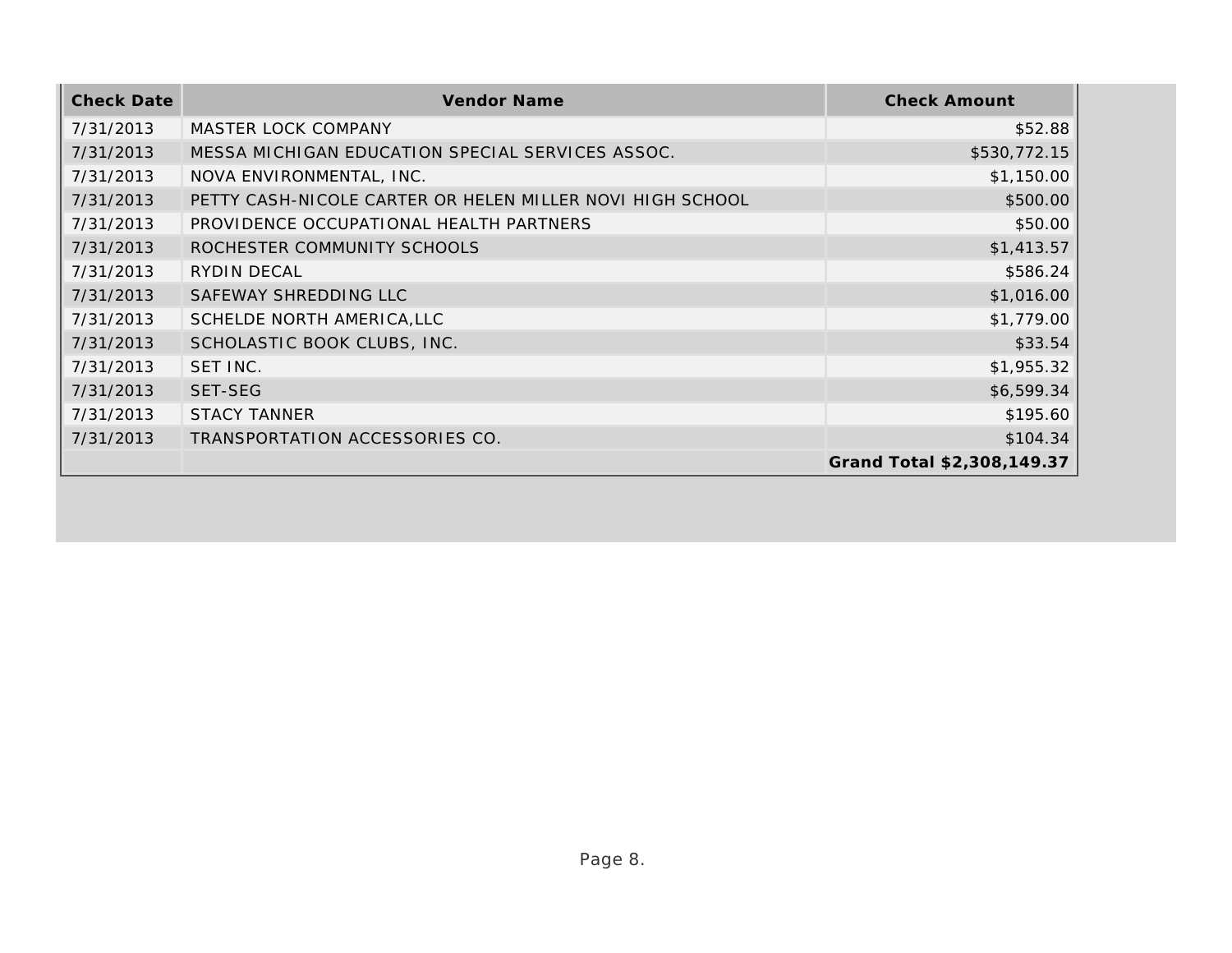| Check Date | Vendor Name | Check Amount |
|---|---|---|
| 7/31/2013 | MASTER LOCK COMPANY | $52.88 |
| 7/31/2013 | MESSA MICHIGAN EDUCATION SPECIAL SERVICES ASSOC. | $530,772.15 |
| 7/31/2013 | NOVA ENVIRONMENTAL, INC. | $1,150.00 |
| 7/31/2013 | PETTY CASH-NICOLE CARTER OR HELEN MILLER NOVI HIGH SCHOOL | $500.00 |
| 7/31/2013 | PROVIDENCE OCCUPATIONAL HEALTH PARTNERS | $50.00 |
| 7/31/2013 | ROCHESTER COMMUNITY SCHOOLS | $1,413.57 |
| 7/31/2013 | RYDIN DECAL | $586.24 |
| 7/31/2013 | SAFEWAY SHREDDING LLC | $1,016.00 |
| 7/31/2013 | SCHELDE NORTH AMERICA,LLC | $1,779.00 |
| 7/31/2013 | SCHOLASTIC BOOK CLUBS, INC. | $33.54 |
| 7/31/2013 | SET INC. | $1,955.32 |
| 7/31/2013 | SET-SEG | $6,599.34 |
| 7/31/2013 | STACY TANNER | $195.60 |
| 7/31/2013 | TRANSPORTATION ACCESSORIES CO. | $104.34 |
| | | **Grand Total $2,308,149.37** |